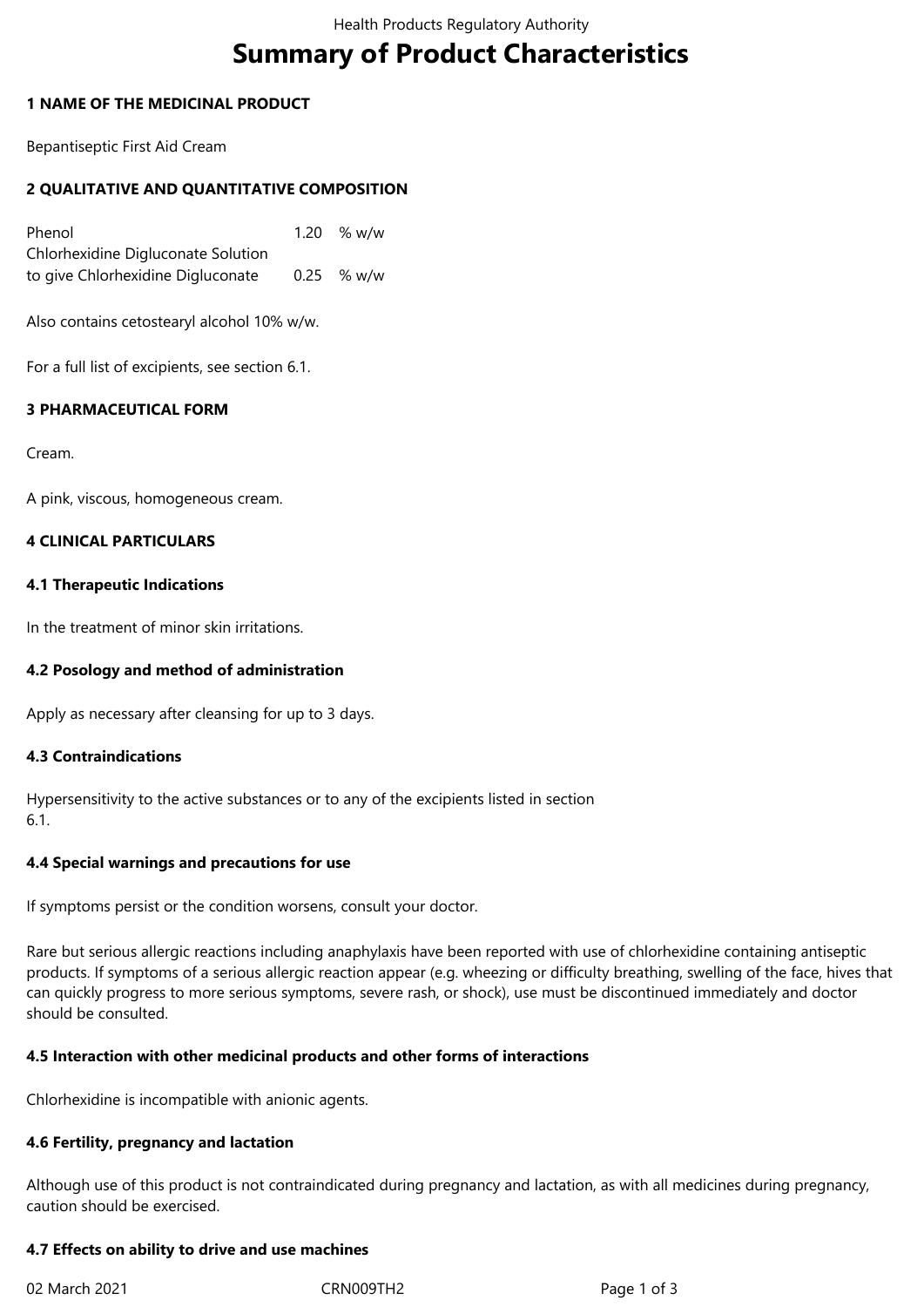# Summary of Product Characteristics

## 1 NAME OF THE MEDICINAL PRODUCT

Bepantiseptic First Aid Cream

## 2 QUALITATIVE AND QUANTITATIVE COMPOSITION

| | | |
|---|---|---|
| Phenol | 1.20 | % w/w |
| Chlorhexidine Digluconate Solution to give Chlorhexidine Digluconate | 0.25 | % w/w |

Also contains cetostearyl alcohol 10% w/w.

For a full list of excipients, see section 6.1.

## 3 PHARMACEUTICAL FORM

Cream.

A pink, viscous, homogeneous cream.

## 4 CLINICAL PARTICULARS

### 4.1 Therapeutic Indications

In the treatment of minor skin irritations.

### 4.2 Posology and method of administration

Apply as necessary after cleansing for up to 3 days.

### 4.3 Contraindications

Hypersensitivity to the active substances or to any of the excipients listed in section 6.1.

### 4.4 Special warnings and precautions for use

If symptoms persist or the condition worsens, consult your doctor.

Rare but serious allergic reactions including anaphylaxis have been reported with use of chlorhexidine containing antiseptic products. If symptoms of a serious allergic reaction appear (e.g. wheezing or difficulty breathing, swelling of the face, hives that can quickly progress to more serious symptoms, severe rash, or shock), use must be discontinued immediately and doctor should be consulted.

### 4.5 Interaction with other medicinal products and other forms of interactions

Chlorhexidine is incompatible with anionic agents.

### 4.6 Fertility, pregnancy and lactation

Although use of this product is not contraindicated during pregnancy and lactation, as with all medicines during pregnancy, caution should be exercised.

### 4.7 Effects on ability to drive and use machines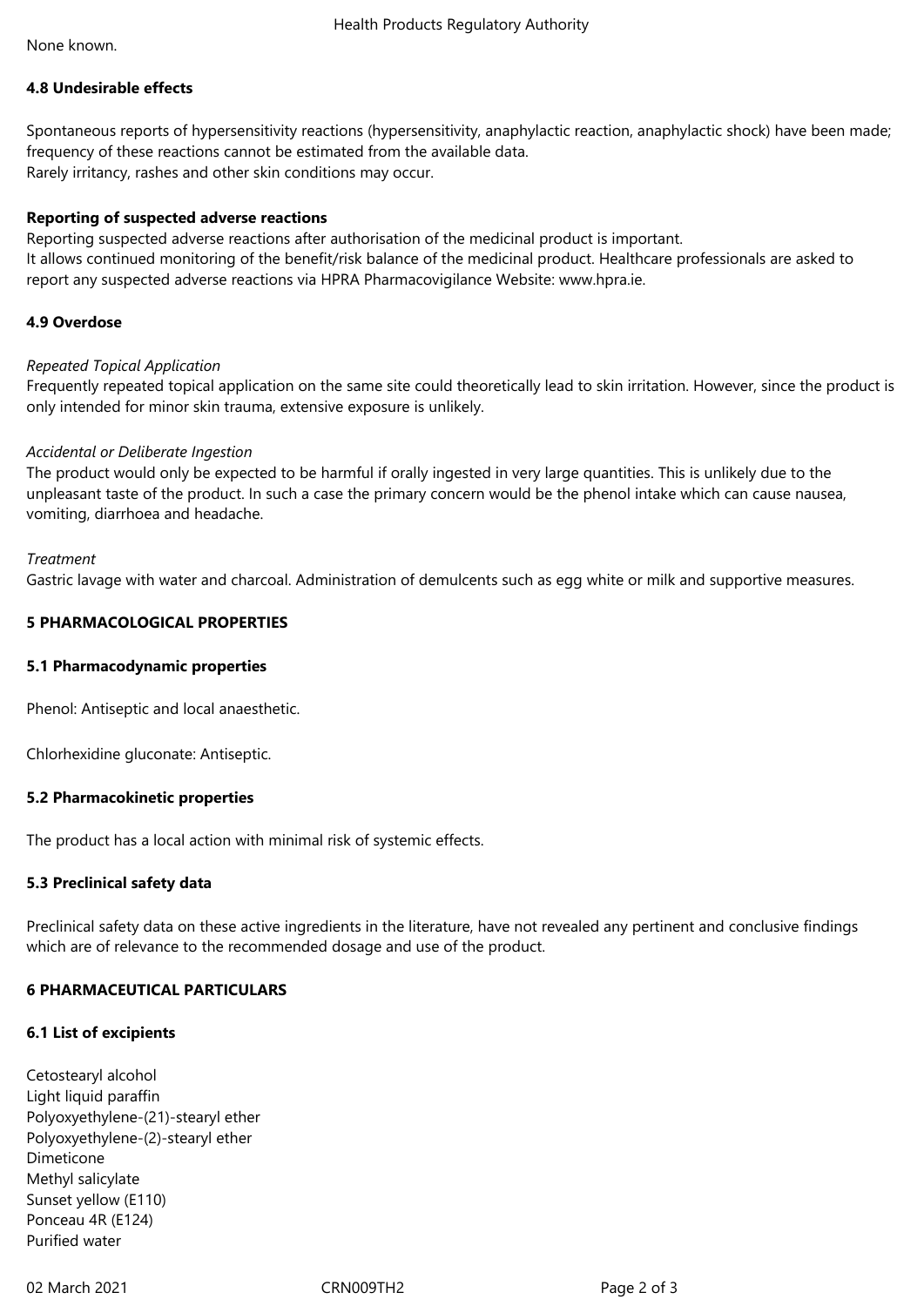None known.

**4.8 Undesirable effects**

Spontaneous reports of hypersensitivity reactions (hypersensitivity, anaphylactic reaction, anaphylactic shock) have been made; frequency of these reactions cannot be estimated from the available data.
Rarely irritancy, rashes and other skin conditions may occur.

**Reporting of suspected adverse reactions**
Reporting suspected adverse reactions after authorisation of the medicinal product is important.
It allows continued monitoring of the benefit/risk balance of the medicinal product. Healthcare professionals are asked to report any suspected adverse reactions via HPRA Pharmacovigilance Website: www.hpra.ie.

**4.9 Overdose**

*Repeated Topical Application*
Frequently repeated topical application on the same site could theoretically lead to skin irritation. However, since the product is only intended for minor skin trauma, extensive exposure is unlikely.

*Accidental or Deliberate Ingestion*
The product would only be expected to be harmful if orally ingested in very large quantities. This is unlikely due to the unpleasant taste of the product. In such a case the primary concern would be the phenol intake which can cause nausea, vomiting, diarrhoea and headache.

*Treatment*
Gastric lavage with water and charcoal. Administration of demulcents such as egg white or milk and supportive measures.

**5 PHARMACOLOGICAL PROPERTIES**

**5.1 Pharmacodynamic properties**

Phenol: Antiseptic and local anaesthetic.

Chlorhexidine gluconate: Antiseptic.

**5.2 Pharmacokinetic properties**

The product has a local action with minimal risk of systemic effects.

**5.3 Preclinical safety data**

Preclinical safety data on these active ingredients in the literature, have not revealed any pertinent and conclusive findings which are of relevance to the recommended dosage and use of the product.

**6 PHARMACEUTICAL PARTICULARS**

**6.1 List of excipients**

Cetostearyl alcohol
Light liquid paraffin
Polyoxyethylene-(21)-stearyl ether
Polyoxyethylene-(2)-stearyl ether
Dimeticone
Methyl salicylate
Sunset yellow (E110)
Ponceau 4R (E124)
Purified water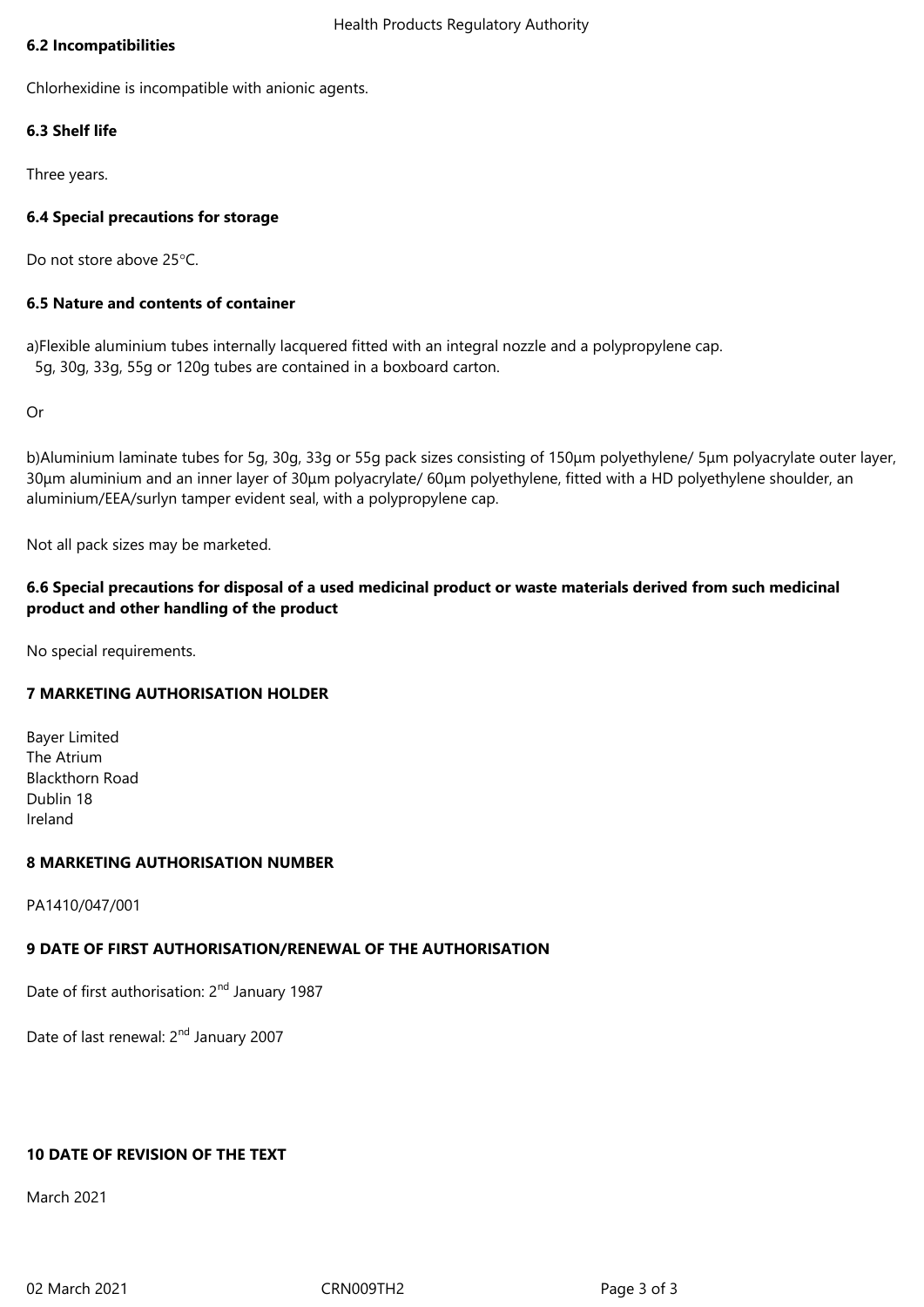### 6.2 Incompatibilities

Chlorhexidine is incompatible with anionic agents.

### 6.3 Shelf life

Three years.

### 6.4 Special precautions for storage

Do not store above 25°C.

### 6.5 Nature and contents of container

a)Flexible aluminium tubes internally lacquered fitted with an integral nozzle and a polypropylene cap.
5g, 30g, 33g, 55g or 120g tubes are contained in a boxboard carton.

Or

b)Aluminium laminate tubes for 5g, 30g, 33g or 55g pack sizes consisting of 150µm polyethylene/ 5µm polyacrylate outer layer, 30µm aluminium and an inner layer of 30µm polyacrylate/ 60µm polyethylene, fitted with a HD polyethylene shoulder, an aluminium/EEA/surlyn tamper evident seal, with a polypropylene cap.

Not all pack sizes may be marketed.

### 6.6 Special precautions for disposal of a used medicinal product or waste materials derived from such medicinal product and other handling of the product

No special requirements.

## 7 MARKETING AUTHORISATION HOLDER

Bayer Limited
The Atrium
Blackthorn Road
Dublin 18
Ireland

## 8 MARKETING AUTHORISATION NUMBER

PA1410/047/001

## 9 DATE OF FIRST AUTHORISATION/RENEWAL OF THE AUTHORISATION

Date of first authorisation: 2nd January 1987

Date of last renewal: 2nd January 2007

## 10 DATE OF REVISION OF THE TEXT

March 2021